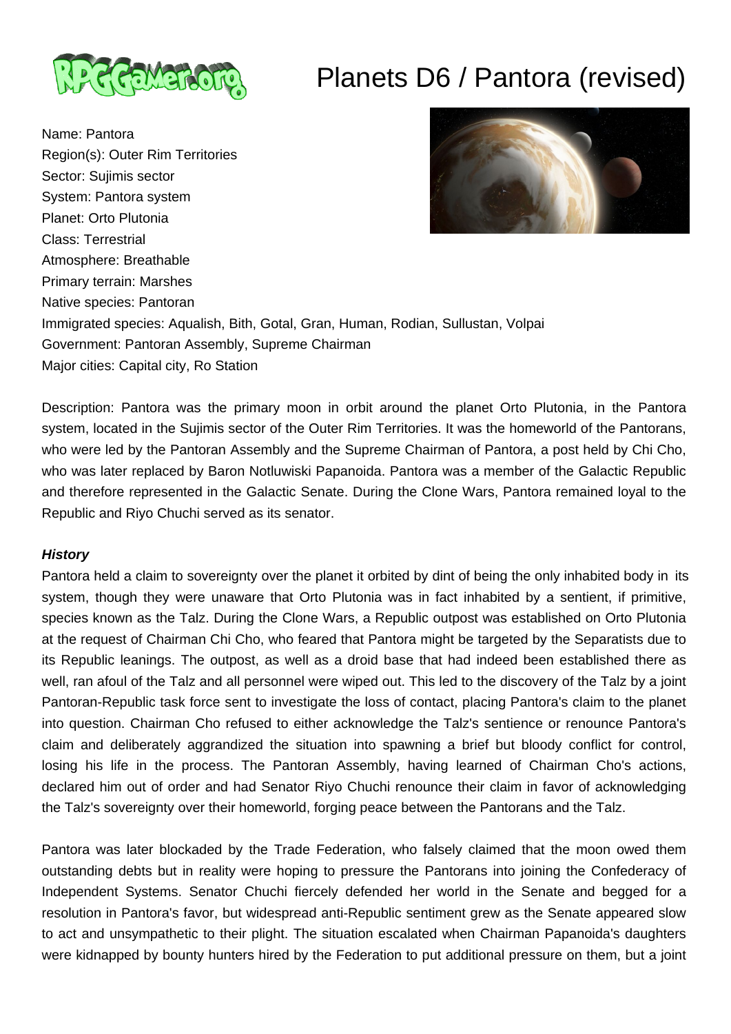# Planets D6 / Pantora (revised)

Name: Pantora
Region(s): Outer Rim Territories
Sector: Sujimis sector
System: Pantora system
Planet: Orto Plutonia
Class: Terrestrial
Atmosphere: Breathable
Primary terrain: Marshes
Native species: Pantoran
Immigrated species: Aqualish, Bith, Gotal, Gran, Human, Rodian, Sullustan, Volpai
Government: Pantoran Assembly, Supreme Chairman
Major cities: Capital city, Ro Station

Description: Pantora was the primary moon in orbit around the planet Orto Plutonia, in the Pantora system, located in the Sujimis sector of the Outer Rim Territories. It was the homeworld of the Pantorans, who were led by the Pantoran Assembly and the Supreme Chairman of Pantora, a post held by Chi Cho, who was later replaced by Baron Notluwiski Papanoida. Pantora was a member of the Galactic Republic and therefore represented in the Galactic Senate. During the Clone Wars, Pantora remained loyal to the Republic and Riyo Chuchi served as its senator.

***History***

Pantora held a claim to sovereignty over the planet it orbited by dint of being the only inhabited body in its system, though they were unaware that Orto Plutonia was in fact inhabited by a sentient, if primitive, species known as the Talz. During the Clone Wars, a Republic outpost was established on Orto Plutonia at the request of Chairman Chi Cho, who feared that Pantora might be targeted by the Separatists due to its Republic leanings. The outpost, as well as a droid base that had indeed been established there as well, ran afoul of the Talz and all personnel were wiped out. This led to the discovery of the Talz by a joint Pantoran-Republic task force sent to investigate the loss of contact, placing Pantora's claim to the planet into question. Chairman Cho refused to either acknowledge the Talz's sentience or renounce Pantora's claim and deliberately aggrandized the situation into spawning a brief but bloody conflict for control, losing his life in the process. The Pantoran Assembly, having learned of Chairman Cho's actions, declared him out of order and had Senator Riyo Chuchi renounce their claim in favor of acknowledging the Talz's sovereignty over their homeworld, forging peace between the Pantorans and the Talz.

Pantora was later blockaded by the Trade Federation, who falsely claimed that the moon owed them outstanding debts but in reality were hoping to pressure the Pantorans into joining the Confederacy of Independent Systems. Senator Chuchi fiercely defended her world in the Senate and begged for a resolution in Pantora's favor, but widespread anti-Republic sentiment grew as the Senate appeared slow to act and unsympathetic to their plight. The situation escalated when Chairman Papanoida's daughters were kidnapped by bounty hunters hired by the Federation to put additional pressure on them, but a joint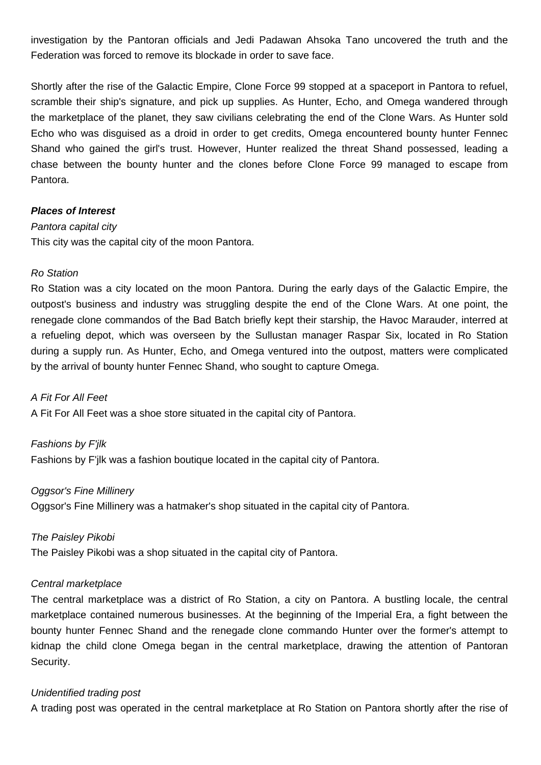investigation by the Pantoran officials and Jedi Padawan Ahsoka Tano uncovered the truth and the Federation was forced to remove its blockade in order to save face.

Shortly after the rise of the Galactic Empire, Clone Force 99 stopped at a spaceport in Pantora to refuel, scramble their ship's signature, and pick up supplies. As Hunter, Echo, and Omega wandered through the marketplace of the planet, they saw civilians celebrating the end of the Clone Wars. As Hunter sold Echo who was disguised as a droid in order to get credits, Omega encountered bounty hunter Fennec Shand who gained the girl's trust. However, Hunter realized the threat Shand possessed, leading a chase between the bounty hunter and the clones before Clone Force 99 managed to escape from Pantora.

***Places of Interest***

*Pantora capital city*

This city was the capital city of the moon Pantora.

*Ro Station*

Ro Station was a city located on the moon Pantora. During the early days of the Galactic Empire, the outpost's business and industry was struggling despite the end of the Clone Wars. At one point, the renegade clone commandos of the Bad Batch briefly kept their starship, the Havoc Marauder, interred at a refueling depot, which was overseen by the Sullustan manager Raspar Six, located in Ro Station during a supply run. As Hunter, Echo, and Omega ventured into the outpost, matters were complicated by the arrival of bounty hunter Fennec Shand, who sought to capture Omega.

*A Fit For All Feet*

A Fit For All Feet was a shoe store situated in the capital city of Pantora.

*Fashions by F'jlk*

Fashions by F'jlk was a fashion boutique located in the capital city of Pantora.

*Oggsor's Fine Millinery*

Oggsor's Fine Millinery was a hatmaker's shop situated in the capital city of Pantora.

*The Paisley Pikobi*

The Paisley Pikobi was a shop situated in the capital city of Pantora.

*Central marketplace*

The central marketplace was a district of Ro Station, a city on Pantora. A bustling locale, the central marketplace contained numerous businesses. At the beginning of the Imperial Era, a fight between the bounty hunter Fennec Shand and the renegade clone commando Hunter over the former's attempt to kidnap the child clone Omega began in the central marketplace, drawing the attention of Pantoran Security.

*Unidentified trading post*

A trading post was operated in the central marketplace at Ro Station on Pantora shortly after the rise of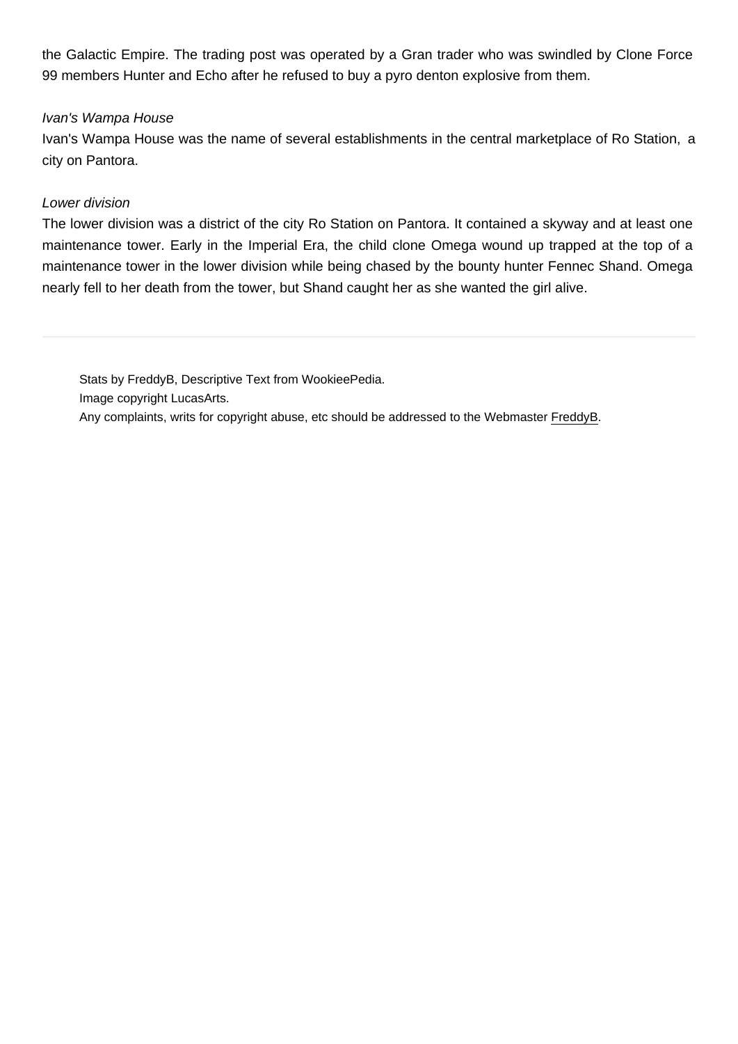the Galactic Empire. The trading post was operated by a Gran trader who was swindled by Clone Force 99 members Hunter and Echo after he refused to buy a pyro denton explosive from them.

*Ivan's Wampa House*

Ivan's Wampa House was the name of several establishments in the central marketplace of Ro Station, a city on Pantora.

*Lower division*

The lower division was a district of the city Ro Station on Pantora. It contained a skyway and at least one maintenance tower. Early in the Imperial Era, the child clone Omega wound up trapped at the top of a maintenance tower in the lower division while being chased by the bounty hunter Fennec Shand. Omega nearly fell to her death from the tower, but Shand caught her as she wanted the girl alive.

---

Stats by FreddyB, Descriptive Text from WookieePedia.
Image copyright LucasArts.
Any complaints, writs for copyright abuse, etc should be addressed to the Webmaster FreddyB.